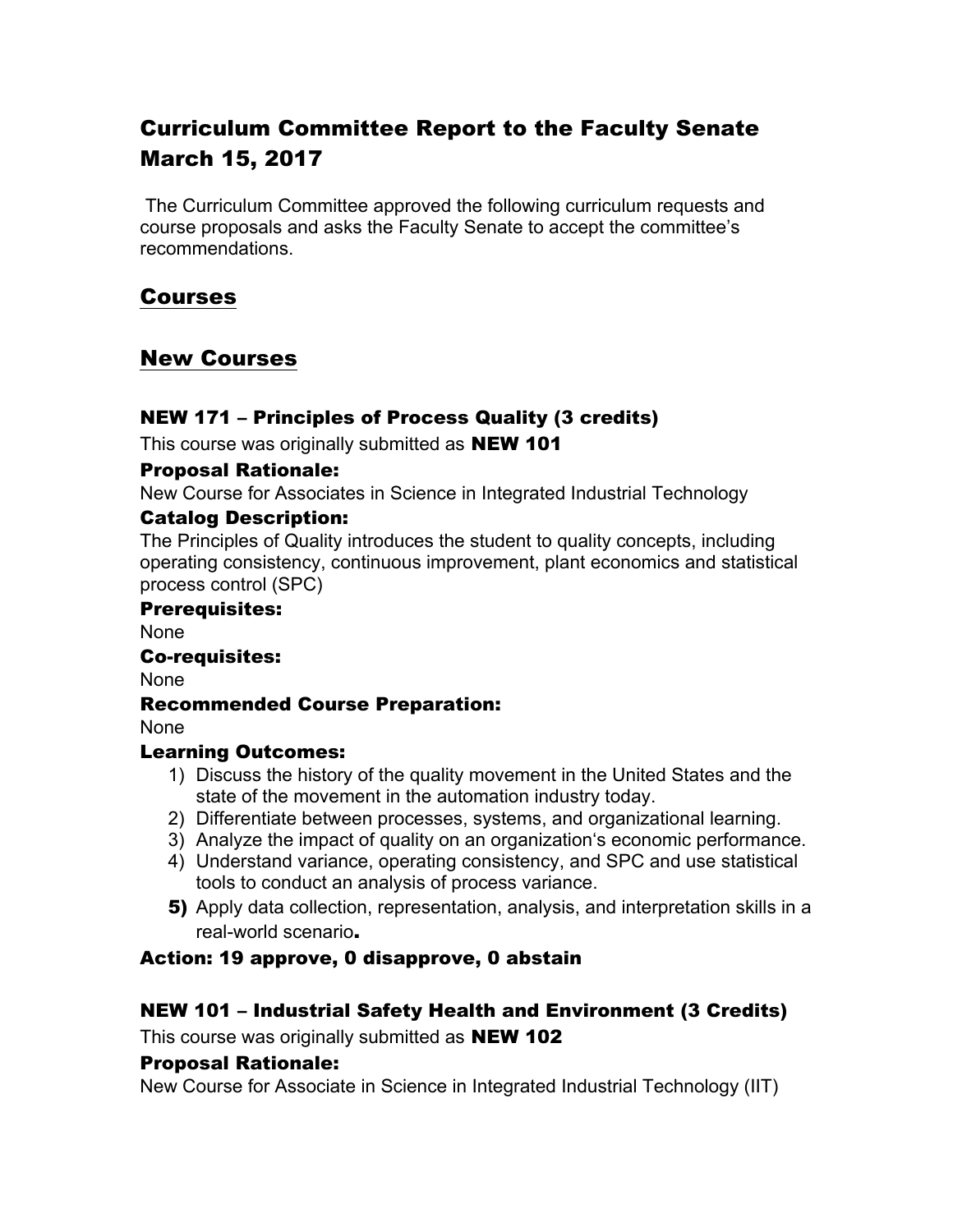# Curriculum Committee Report to the Faculty Senate March 15, 2017

The Curriculum Committee approved the following curriculum requests and course proposals and asks the Faculty Senate to accept the committee's recommendations.

## Courses

## New Courses

### NEW 171 – Principles of Process Quality (3 credits)

This course was originally submitted as **NEW 101**

**Proposal Rationale:**

New Course for Associates in Science in Integrated Industrial Technology

**Catalog Description:**

The Principles of Quality introduces the student to quality concepts, including operating consistency, continuous improvement, plant economics and statistical process control (SPC)

**Prerequisites:**

None

**Co-requisites:**

None

**Recommended Course Preparation:**

None

**Learning Outcomes:**

1) Discuss the history of the quality movement in the United States and the state of the movement in the automation industry today.
2) Differentiate between processes, systems, and organizational learning.
3) Analyze the impact of quality on an organization's economic performance.
4) Understand variance, operating consistency, and SPC and use statistical tools to conduct an analysis of process variance.
5) Apply data collection, representation, analysis, and interpretation skills in a real-world scenario.

**Action: 19 approve, 0 disapprove, 0 abstain**

### NEW 101 – Industrial Safety Health and Environment (3 Credits)

This course was originally submitted as **NEW 102**

**Proposal Rationale:**

New Course for Associate in Science in Integrated Industrial Technology (IIT)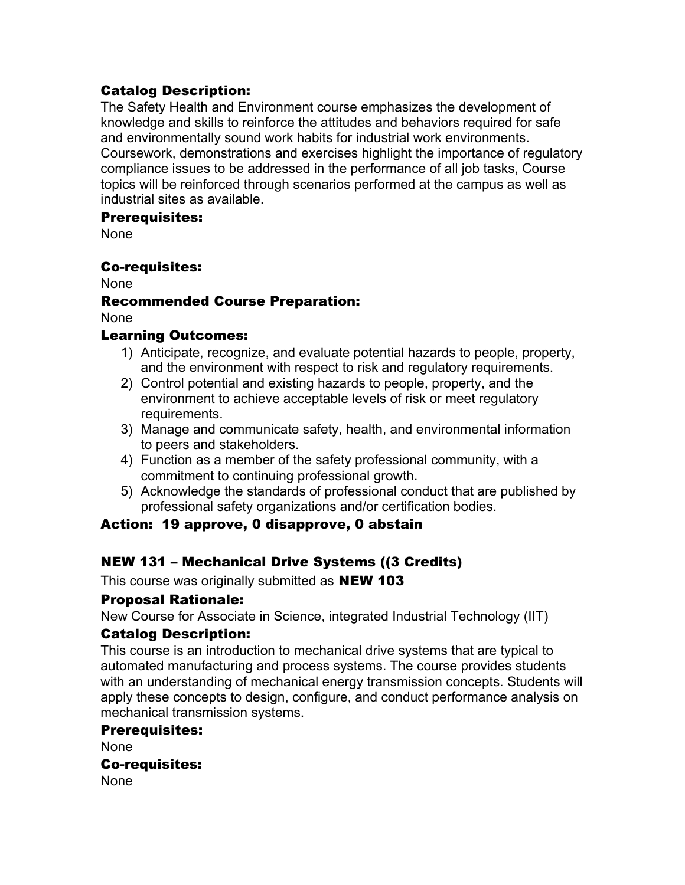### Catalog Description:

The Safety Health and Environment course emphasizes the development of knowledge and skills to reinforce the attitudes and behaviors required for safe and environmentally sound work habits for industrial work environments. Coursework, demonstrations and exercises highlight the importance of regulatory compliance issues to be addressed in the performance of all job tasks, Course topics will be reinforced through scenarios performed at the campus as well as industrial sites as available.

### Prerequisites:

None

### Co-requisites:

None

### Recommended Course Preparation:

None

### Learning Outcomes:

1) Anticipate, recognize, and evaluate potential hazards to people, property, and the environment with respect to risk and regulatory requirements.
2) Control potential and existing hazards to people, property, and the environment to achieve acceptable levels of risk or meet regulatory requirements.
3) Manage and communicate safety, health, and environmental information to peers and stakeholders.
4) Function as a member of the safety professional community, with a commitment to continuing professional growth.
5) Acknowledge the standards of professional conduct that are published by professional safety organizations and/or certification bodies.

### Action: 19 approve, 0 disapprove, 0 abstain

## NEW 131 – Mechanical Drive Systems ((3 Credits)

This course was originally submitted as **NEW 103**

### Proposal Rationale:

New Course for Associate in Science, integrated Industrial Technology (IIT)

### Catalog Description:

This course is an introduction to mechanical drive systems that are typical to automated manufacturing and process systems. The course provides students with an understanding of mechanical energy transmission concepts. Students will apply these concepts to design, configure, and conduct performance analysis on mechanical transmission systems.

### Prerequisites:

None

### Co-requisites:

None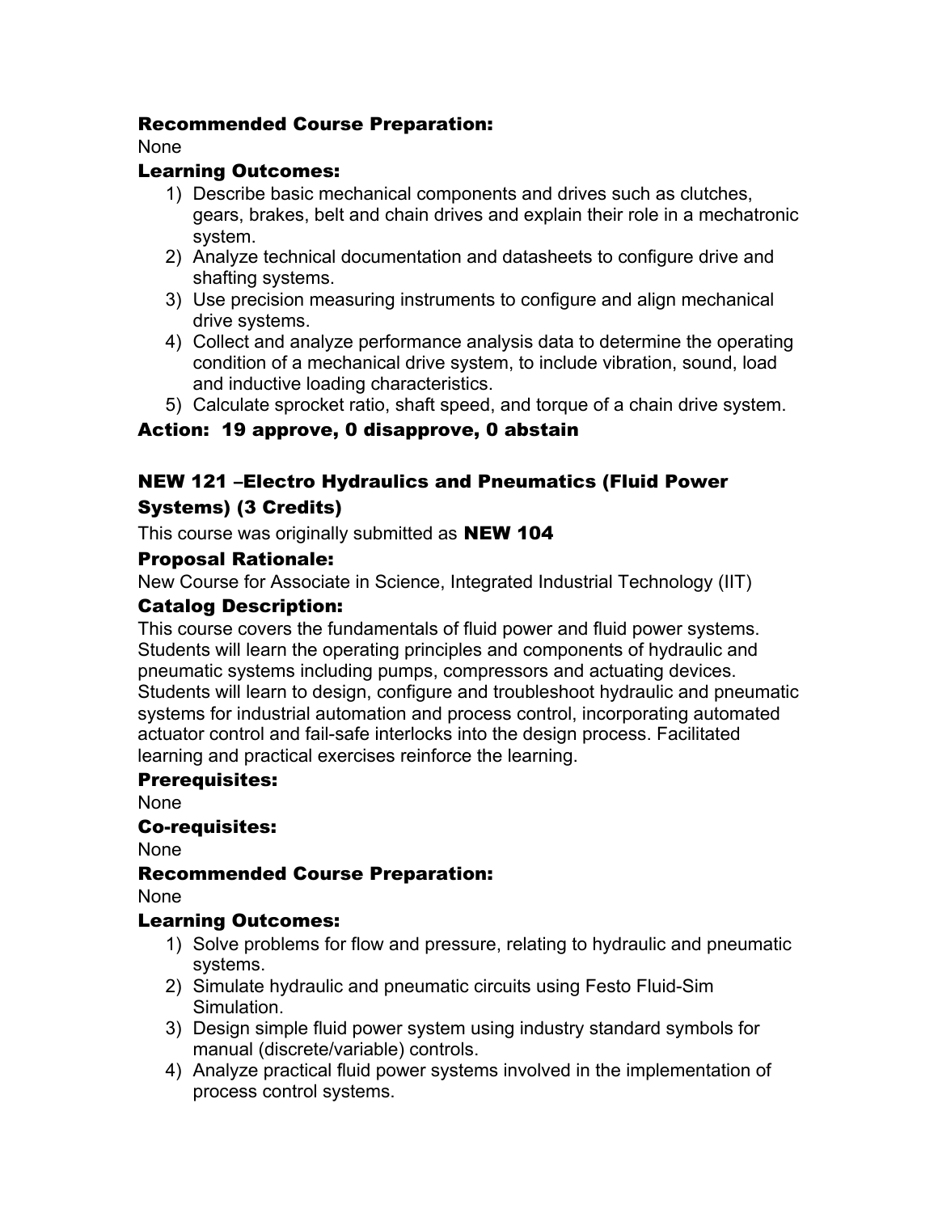**Recommended Course Preparation:**
None

**Learning Outcomes:**

1) Describe basic mechanical components and drives such as clutches, gears, brakes, belt and chain drives and explain their role in a mechatronic system.
2) Analyze technical documentation and datasheets to configure drive and shafting systems.
3) Use precision measuring instruments to configure and align mechanical drive systems.
4) Collect and analyze performance analysis data to determine the operating condition of a mechanical drive system, to include vibration, sound, load and inductive loading characteristics.
5) Calculate sprocket ratio, shaft speed, and torque of a chain drive system.

**Action: 19 approve, 0 disapprove, 0 abstain**

## NEW 121 –Electro Hydraulics and Pneumatics (Fluid Power Systems) (3 Credits)

This course was originally submitted as **NEW 104**

**Proposal Rationale:**
New Course for Associate in Science, Integrated Industrial Technology (IIT)

**Catalog Description:**
This course covers the fundamentals of fluid power and fluid power systems. Students will learn the operating principles and components of hydraulic and pneumatic systems including pumps, compressors and actuating devices. Students will learn to design, configure and troubleshoot hydraulic and pneumatic systems for industrial automation and process control, incorporating automated actuator control and fail-safe interlocks into the design process. Facilitated learning and practical exercises reinforce the learning.

**Prerequisites:**
None

**Co-requisites:**
None

**Recommended Course Preparation:**
None

**Learning Outcomes:**

1) Solve problems for flow and pressure, relating to hydraulic and pneumatic systems.
2) Simulate hydraulic and pneumatic circuits using Festo Fluid-Sim Simulation.
3) Design simple fluid power system using industry standard symbols for manual (discrete/variable) controls.
4) Analyze practical fluid power systems involved in the implementation of process control systems.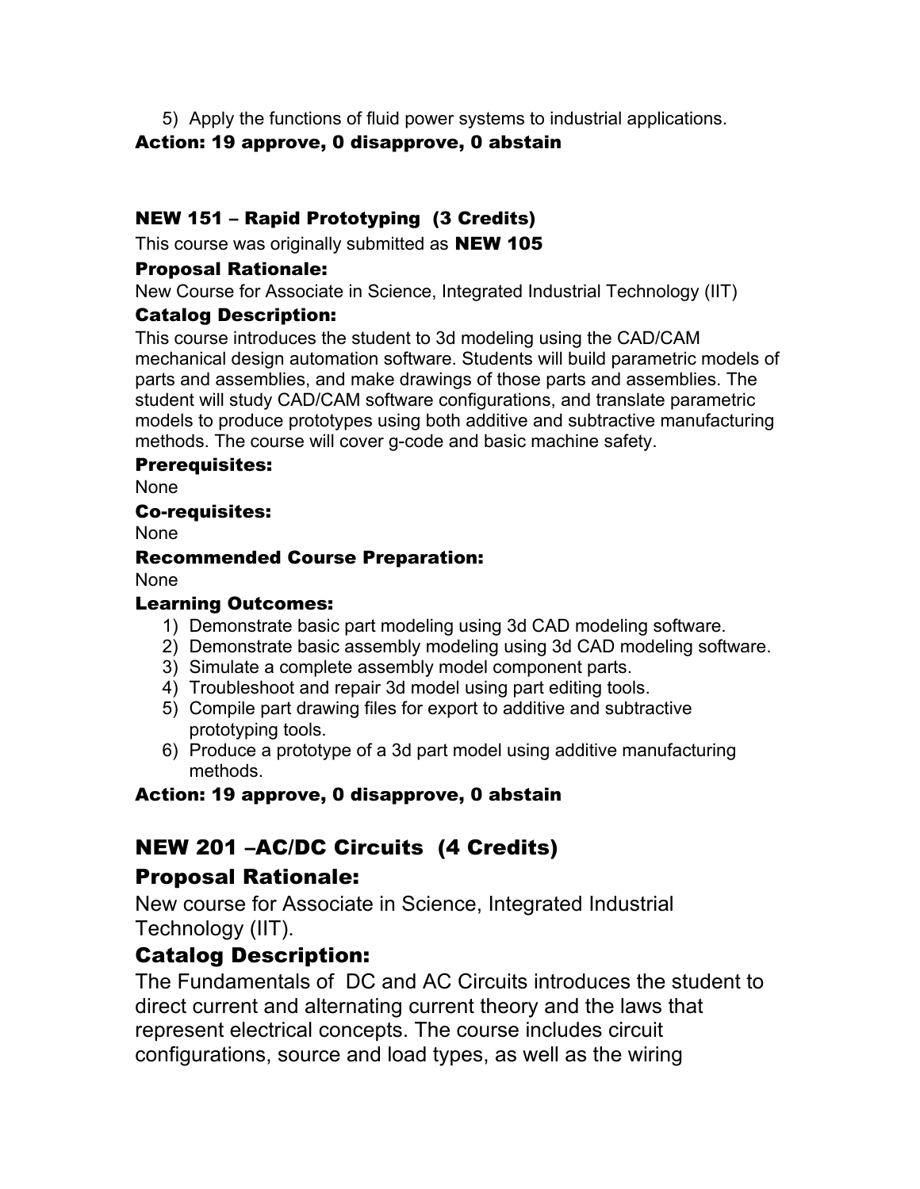5) Apply the functions of fluid power systems to industrial applications.

**Action: 19 approve, 0 disapprove, 0 abstain**

### NEW 151 – Rapid Prototyping (3 Credits)

This course was originally submitted as **NEW 105**

**Proposal Rationale:**

New Course for Associate in Science, Integrated Industrial Technology (IIT)

**Catalog Description:**

This course introduces the student to 3d modeling using the CAD/CAM mechanical design automation software. Students will build parametric models of parts and assemblies, and make drawings of those parts and assemblies. The student will study CAD/CAM software configurations, and translate parametric models to produce prototypes using both additive and subtractive manufacturing methods. The course will cover g-code and basic machine safety.

**Prerequisites:**

None

**Co-requisites:**

None

**Recommended Course Preparation:**

None

**Learning Outcomes:**

1) Demonstrate basic part modeling using 3d CAD modeling software.
2) Demonstrate basic assembly modeling using 3d CAD modeling software.
3) Simulate a complete assembly model component parts.
4) Troubleshoot and repair 3d model using part editing tools.
5) Compile part drawing files for export to additive and subtractive prototyping tools.
6) Produce a prototype of a 3d part model using additive manufacturing methods.

**Action: 19 approve, 0 disapprove, 0 abstain**

## NEW 201 –AC/DC Circuits (4 Credits)

## Proposal Rationale:

New course for Associate in Science, Integrated Industrial Technology (IIT).

## Catalog Description:

The Fundamentals of DC and AC Circuits introduces the student to direct current and alternating current theory and the laws that represent electrical concepts. The course includes circuit configurations, source and load types, as well as the wiring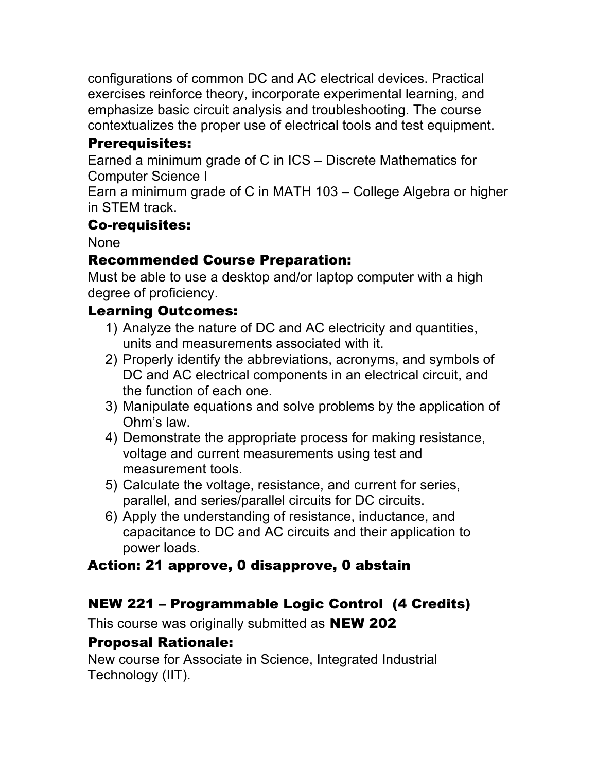configurations of common DC and AC electrical devices. Practical exercises reinforce theory, incorporate experimental learning, and emphasize basic circuit analysis and troubleshooting. The course contextualizes the proper use of electrical tools and test equipment.

### Prerequisites:

Earned a minimum grade of C in ICS – Discrete Mathematics for Computer Science I

Earn a minimum grade of C in MATH 103 – College Algebra or higher in STEM track.

### Co-requisites:

None

### Recommended Course Preparation:

Must be able to use a desktop and/or laptop computer with a high degree of proficiency.

### Learning Outcomes:

1) Analyze the nature of DC and AC electricity and quantities, units and measurements associated with it.
2) Properly identify the abbreviations, acronyms, and symbols of DC and AC electrical components in an electrical circuit, and the function of each one.
3) Manipulate equations and solve problems by the application of Ohm's law.
4) Demonstrate the appropriate process for making resistance, voltage and current measurements using test and measurement tools.
5) Calculate the voltage, resistance, and current for series, parallel, and series/parallel circuits for DC circuits.
6) Apply the understanding of resistance, inductance, and capacitance to DC and AC circuits and their application to power loads.

### Action: 21 approve, 0 disapprove, 0 abstain

## NEW 221 – Programmable Logic Control (4 Credits)

This course was originally submitted as **NEW 202**

### Proposal Rationale:

New course for Associate in Science, Integrated Industrial Technology (IIT).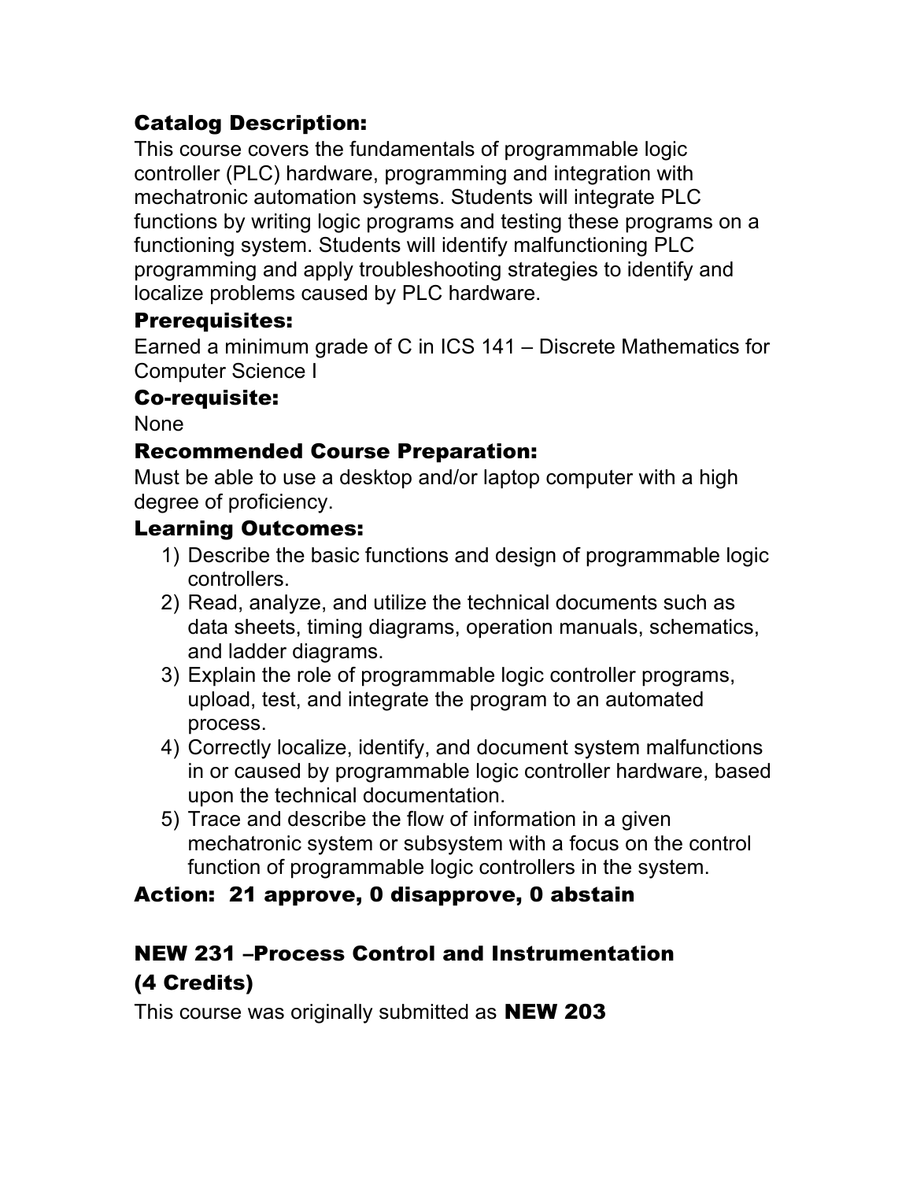### Catalog Description:

This course covers the fundamentals of programmable logic controller (PLC) hardware, programming and integration with mechatronic automation systems. Students will integrate PLC functions by writing logic programs and testing these programs on a functioning system. Students will identify malfunctioning PLC programming and apply troubleshooting strategies to identify and localize problems caused by PLC hardware.

### Prerequisites:

Earned a minimum grade of C in ICS 141 – Discrete Mathematics for Computer Science I

### Co-requisite:

None

### Recommended Course Preparation:

Must be able to use a desktop and/or laptop computer with a high degree of proficiency.

### Learning Outcomes:

1) Describe the basic functions and design of programmable logic controllers.
2) Read, analyze, and utilize the technical documents such as data sheets, timing diagrams, operation manuals, schematics, and ladder diagrams.
3) Explain the role of programmable logic controller programs, upload, test, and integrate the program to an automated process.
4) Correctly localize, identify, and document system malfunctions in or caused by programmable logic controller hardware, based upon the technical documentation.
5) Trace and describe the flow of information in a given mechatronic system or subsystem with a focus on the control function of programmable logic controllers in the system.

**Action: 21 approve, 0 disapprove, 0 abstain**

## NEW 231 –Process Control and Instrumentation (4 Credits)

This course was originally submitted as **NEW 203**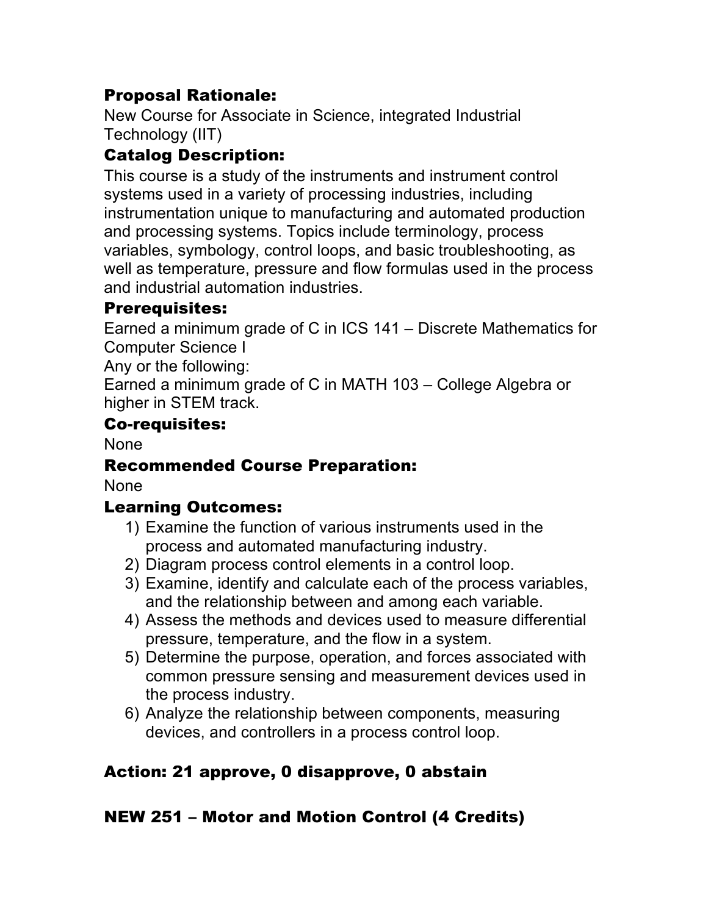### Proposal Rationale:

New Course for Associate in Science, integrated Industrial Technology (IIT)

### Catalog Description:

This course is a study of the instruments and instrument control systems used in a variety of processing industries, including instrumentation unique to manufacturing and automated production and processing systems. Topics include terminology, process variables, symbology, control loops, and basic troubleshooting, as well as temperature, pressure and flow formulas used in the process and industrial automation industries.

### Prerequisites:

Earned a minimum grade of C in ICS 141 – Discrete Mathematics for Computer Science I

Any or the following:

Earned a minimum grade of C in MATH 103 – College Algebra or higher in STEM track.

### Co-requisites:

None

### Recommended Course Preparation:

None

### Learning Outcomes:

1) Examine the function of various instruments used in the process and automated manufacturing industry.
2) Diagram process control elements in a control loop.
3) Examine, identify and calculate each of the process variables, and the relationship between and among each variable.
4) Assess the methods and devices used to measure differential pressure, temperature, and the flow in a system.
5) Determine the purpose, operation, and forces associated with common pressure sensing and measurement devices used in the process industry.
6) Analyze the relationship between components, measuring devices, and controllers in a process control loop.

### Action: 21 approve, 0 disapprove, 0 abstain

### NEW 251 – Motor and Motion Control (4 Credits)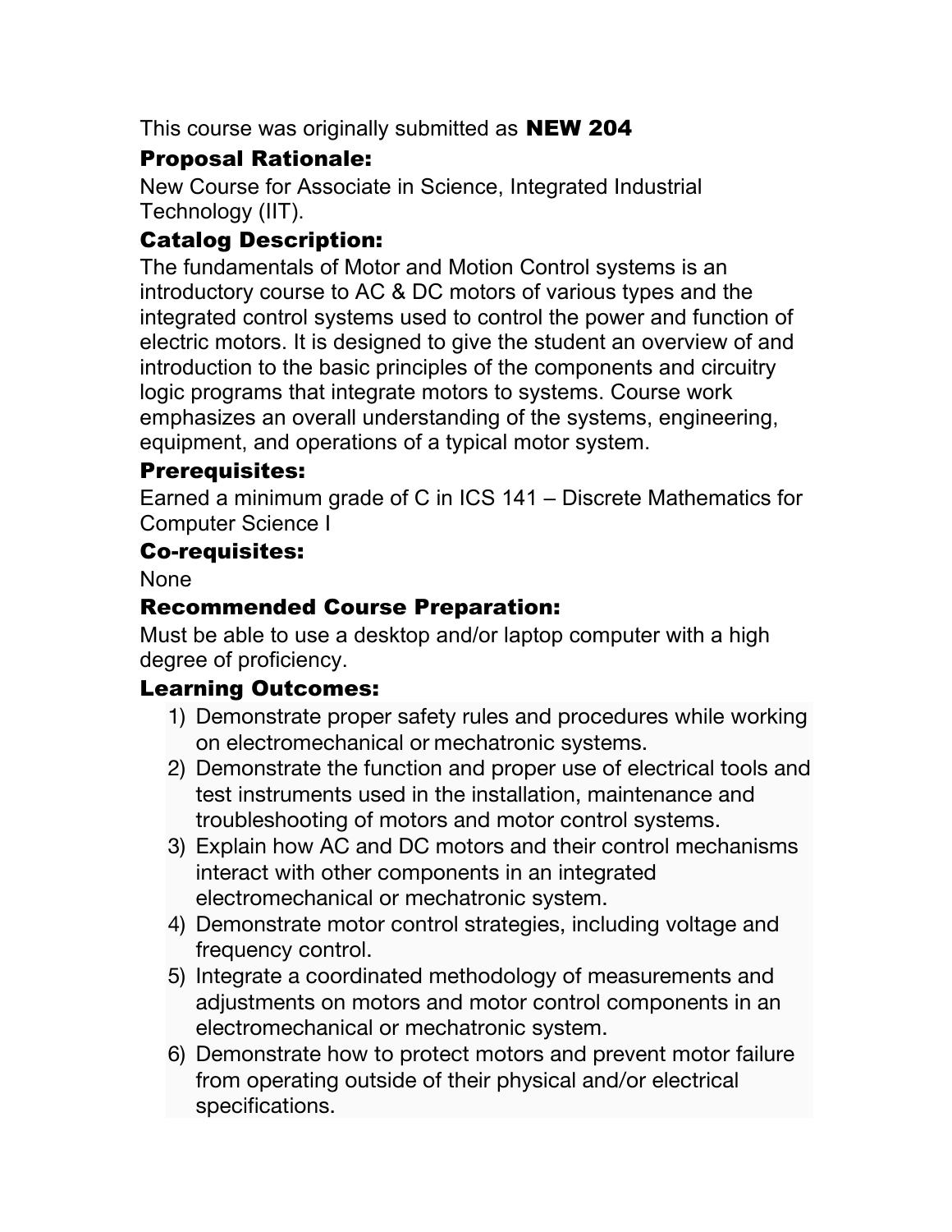This course was originally submitted as **NEW 204**

### Proposal Rationale:

New Course for Associate in Science, Integrated Industrial Technology (IIT).

### Catalog Description:

The fundamentals of Motor and Motion Control systems is an introductory course to AC & DC motors of various types and the integrated control systems used to control the power and function of electric motors. It is designed to give the student an overview of and introduction to the basic principles of the components and circuitry logic programs that integrate motors to systems. Course work emphasizes an overall understanding of the systems, engineering, equipment, and operations of a typical motor system.

### Prerequisites:

Earned a minimum grade of C in ICS 141 – Discrete Mathematics for Computer Science I

### Co-requisites:

None

### Recommended Course Preparation:

Must be able to use a desktop and/or laptop computer with a high degree of proficiency.

### Learning Outcomes:

1) Demonstrate proper safety rules and procedures while working on electromechanical or mechatronic systems.
2) Demonstrate the function and proper use of electrical tools and test instruments used in the installation, maintenance and troubleshooting of motors and motor control systems.
3) Explain how AC and DC motors and their control mechanisms interact with other components in an integrated electromechanical or mechatronic system.
4) Demonstrate motor control strategies, including voltage and frequency control.
5) Integrate a coordinated methodology of measurements and adjustments on motors and motor control components in an electromechanical or mechatronic system.
6) Demonstrate how to protect motors and prevent motor failure from operating outside of their physical and/or electrical specifications.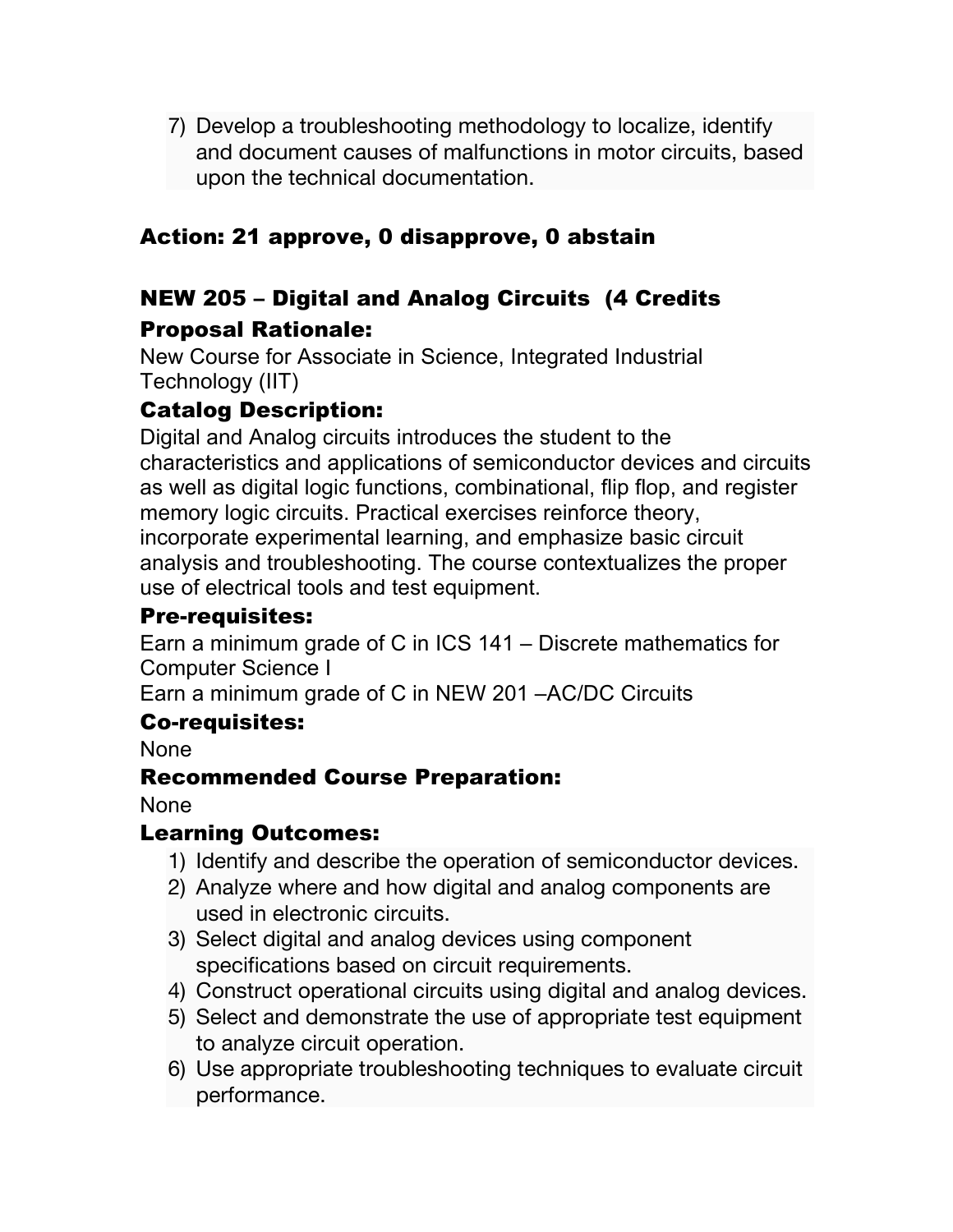7) Develop a troubleshooting methodology to localize, identify and document causes of malfunctions in motor circuits, based upon the technical documentation.

### Action: 21 approve, 0 disapprove, 0 abstain

### NEW 205 – Digital and Analog Circuits (4 Credits

#### Proposal Rationale:

New Course for Associate in Science, Integrated Industrial Technology (IIT)

#### Catalog Description:

Digital and Analog circuits introduces the student to the characteristics and applications of semiconductor devices and circuits as well as digital logic functions, combinational, flip flop, and register memory logic circuits. Practical exercises reinforce theory, incorporate experimental learning, and emphasize basic circuit analysis and troubleshooting. The course contextualizes the proper use of electrical tools and test equipment.

#### Pre-requisites:

Earn a minimum grade of C in ICS 141 – Discrete mathematics for Computer Science I

Earn a minimum grade of C in NEW 201 –AC/DC Circuits

#### Co-requisites:

None

#### Recommended Course Preparation:

None

#### Learning Outcomes:

1) Identify and describe the operation of semiconductor devices.
2) Analyze where and how digital and analog components are used in electronic circuits.
3) Select digital and analog devices using component specifications based on circuit requirements.
4) Construct operational circuits using digital and analog devices.
5) Select and demonstrate the use of appropriate test equipment to analyze circuit operation.
6) Use appropriate troubleshooting techniques to evaluate circuit performance.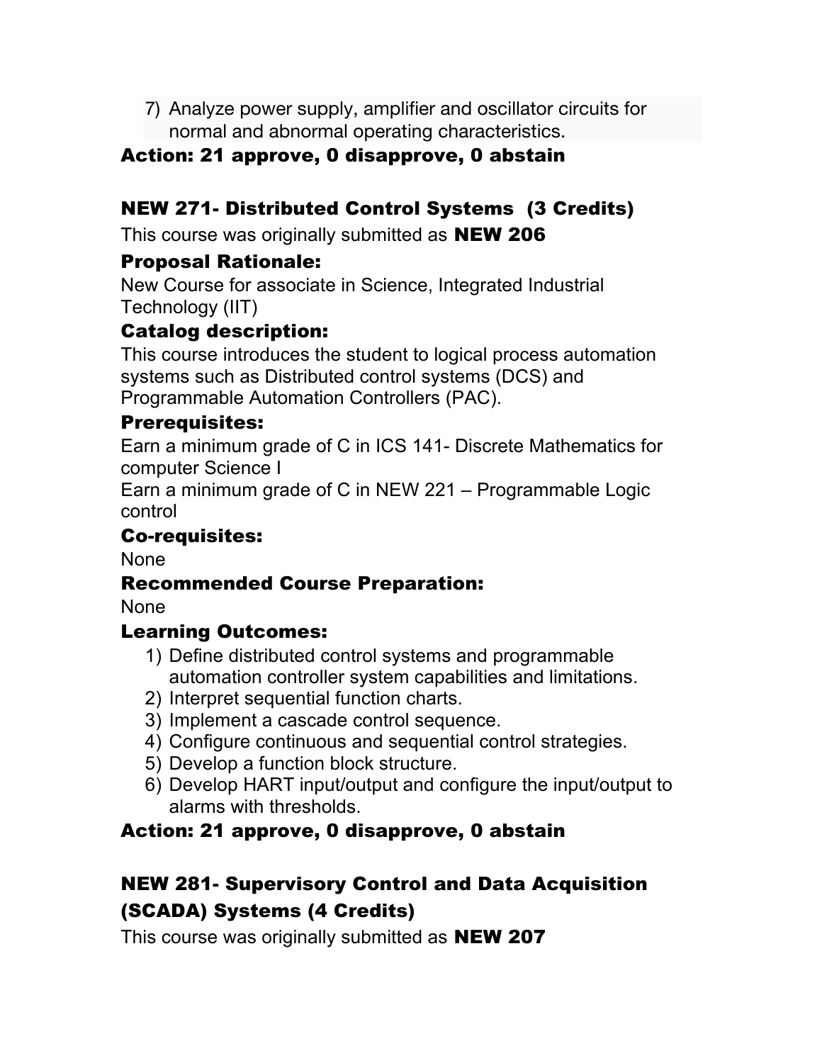7) Analyze power supply, amplifier and oscillator circuits for normal and abnormal operating characteristics.

**Action: 21 approve, 0 disapprove, 0 abstain**

## NEW 271- Distributed Control Systems (3 Credits)

This course was originally submitted as **NEW 206**

### Proposal Rationale:

New Course for associate in Science, Integrated Industrial Technology (IIT)

### Catalog description:

This course introduces the student to logical process automation systems such as Distributed control systems (DCS) and Programmable Automation Controllers (PAC).

### Prerequisites:

Earn a minimum grade of C in ICS 141- Discrete Mathematics for computer Science I
Earn a minimum grade of C in NEW 221 – Programmable Logic control

### Co-requisites:

None

### Recommended Course Preparation:

None

### Learning Outcomes:

1) Define distributed control systems and programmable automation controller system capabilities and limitations.
2) Interpret sequential function charts.
3) Implement a cascade control sequence.
4) Configure continuous and sequential control strategies.
5) Develop a function block structure.
6) Develop HART input/output and configure the input/output to alarms with thresholds.

**Action: 21 approve, 0 disapprove, 0 abstain**

## NEW 281- Supervisory Control and Data Acquisition (SCADA) Systems (4 Credits)

This course was originally submitted as **NEW 207**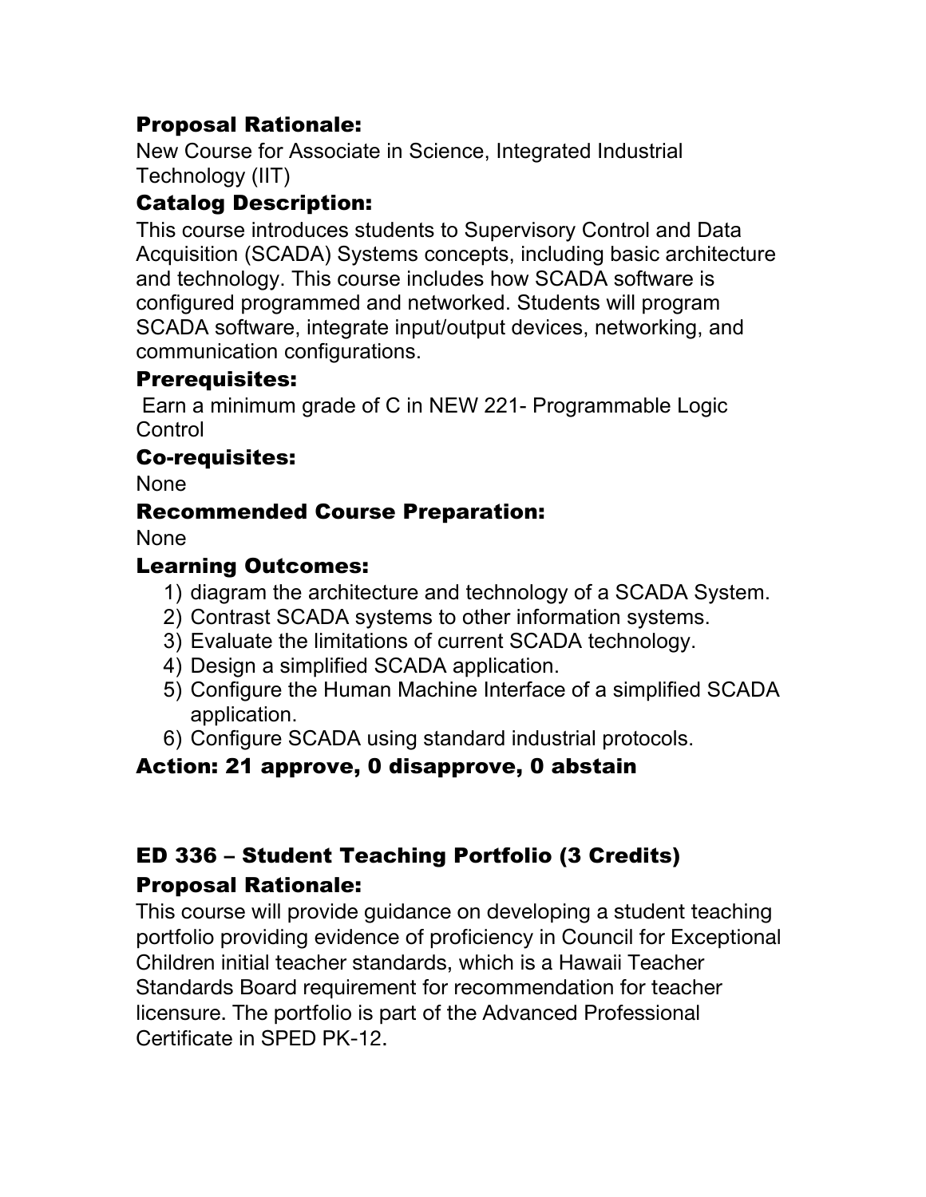### Proposal Rationale:

New Course for Associate in Science, Integrated Industrial Technology (IIT)

### Catalog Description:

This course introduces students to Supervisory Control and Data Acquisition (SCADA) Systems concepts, including basic architecture and technology. This course includes how SCADA software is configured programmed and networked. Students will program SCADA software, integrate input/output devices, networking, and communication configurations.

### Prerequisites:

Earn a minimum grade of C in NEW 221- Programmable Logic Control

### Co-requisites:

None

### Recommended Course Preparation:

None

### Learning Outcomes:

1) diagram the architecture and technology of a SCADA System.
2) Contrast SCADA systems to other information systems.
3) Evaluate the limitations of current SCADA technology.
4) Design a simplified SCADA application.
5) Configure the Human Machine Interface of a simplified SCADA application.
6) Configure SCADA using standard industrial protocols.

### Action: 21 approve, 0 disapprove, 0 abstain

### ED 336 – Student Teaching Portfolio (3 Credits)

### Proposal Rationale:

This course will provide guidance on developing a student teaching portfolio providing evidence of proficiency in Council for Exceptional Children initial teacher standards, which is a Hawaii Teacher Standards Board requirement for recommendation for teacher licensure. The portfolio is part of the Advanced Professional Certificate in SPED PK-12.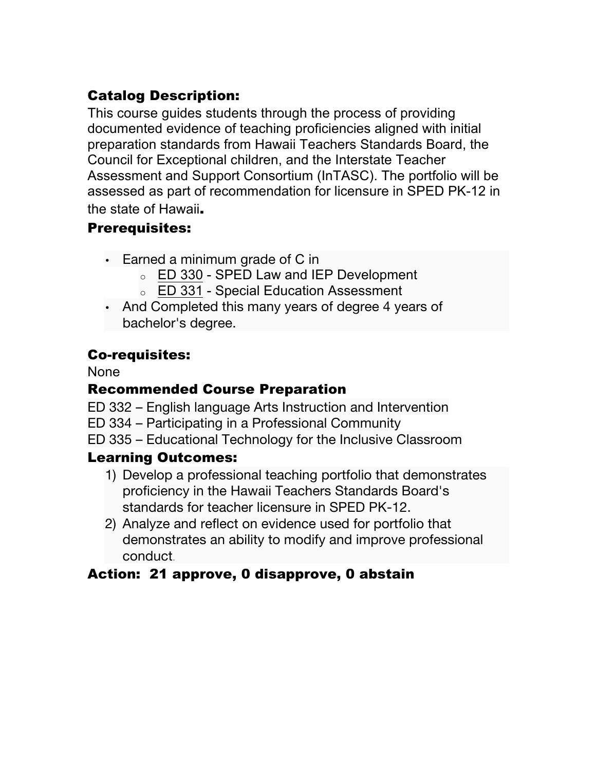**Catalog Description:**

This course guides students through the process of providing documented evidence of teaching proficiencies aligned with initial preparation standards from Hawaii Teachers Standards Board, the Council for Exceptional children, and the Interstate Teacher Assessment and Support Consortium (InTASC). The portfolio will be assessed as part of recommendation for licensure in SPED PK-12 in the state of Hawaii.

**Prerequisites:**

- Earned a minimum grade of C in
  - ED 330 - SPED Law and IEP Development
  - ED 331 - Special Education Assessment
- And Completed this many years of degree 4 years of bachelor's degree.

**Co-requisites:**

None

**Recommended Course Preparation**

ED 332 – English language Arts Instruction and Intervention
ED 334 – Participating in a Professional Community
ED 335 – Educational Technology for the Inclusive Classroom

**Learning Outcomes:**

1) Develop a professional teaching portfolio that demonstrates proficiency in the Hawaii Teachers Standards Board's standards for teacher licensure in SPED PK-12.
2) Analyze and reflect on evidence used for portfolio that demonstrates an ability to modify and improve professional conduct.

**Action: 21 approve, 0 disapprove, 0 abstain**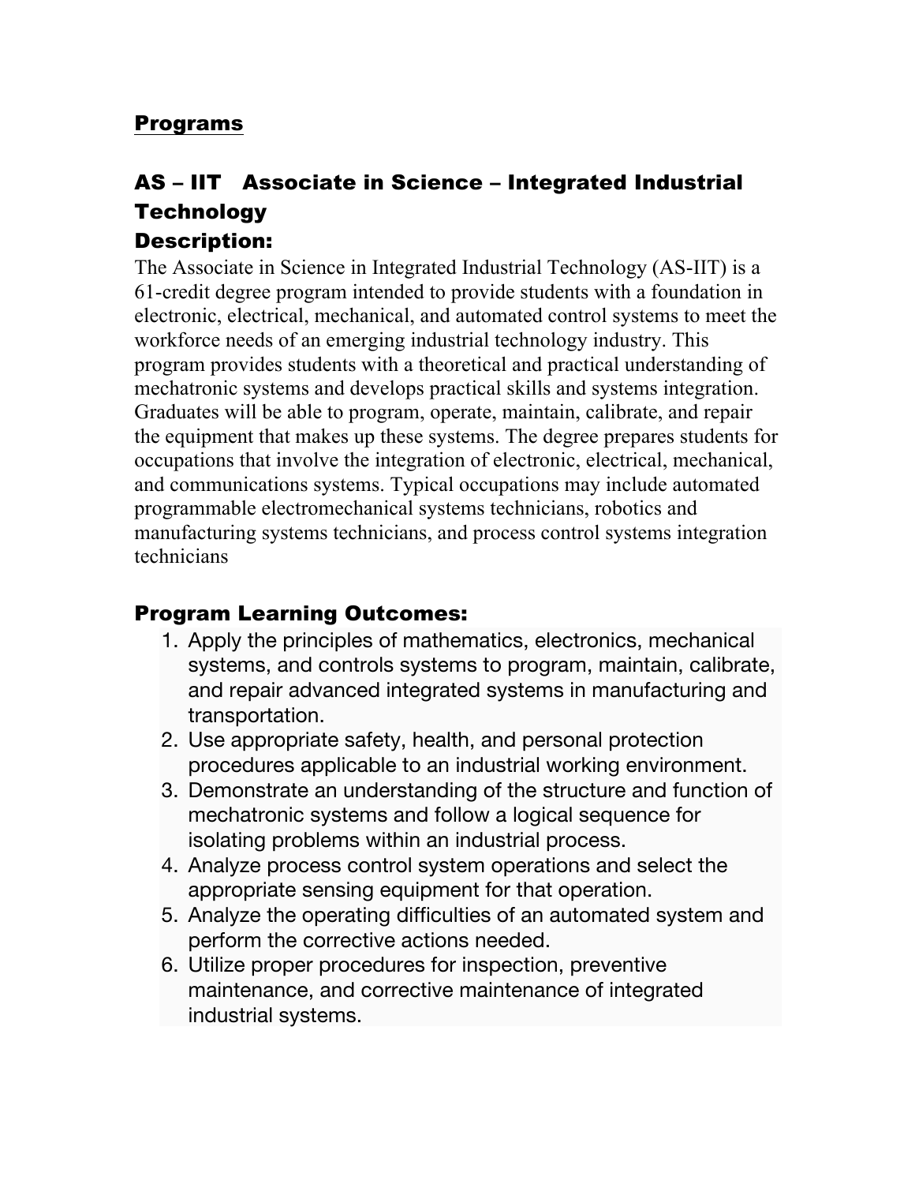## Programs

## AS – IIT   Associate in Science – Integrated Industrial Technology

### Description:

The Associate in Science in Integrated Industrial Technology (AS-IIT) is a 61-credit degree program intended to provide students with a foundation in electronic, electrical, mechanical, and automated control systems to meet the workforce needs of an emerging industrial technology industry. This program provides students with a theoretical and practical understanding of mechatronic systems and develops practical skills and systems integration. Graduates will be able to program, operate, maintain, calibrate, and repair the equipment that makes up these systems. The degree prepares students for occupations that involve the integration of electronic, electrical, mechanical, and communications systems. Typical occupations may include automated programmable electromechanical systems technicians, robotics and manufacturing systems technicians, and process control systems integration technicians

### Program Learning Outcomes:

1. Apply the principles of mathematics, electronics, mechanical systems, and controls systems to program, maintain, calibrate, and repair advanced integrated systems in manufacturing and transportation.
2. Use appropriate safety, health, and personal protection procedures applicable to an industrial working environment.
3. Demonstrate an understanding of the structure and function of mechatronic systems and follow a logical sequence for isolating problems within an industrial process.
4. Analyze process control system operations and select the appropriate sensing equipment for that operation.
5. Analyze the operating difficulties of an automated system and perform the corrective actions needed.
6. Utilize proper procedures for inspection, preventive maintenance, and corrective maintenance of integrated industrial systems.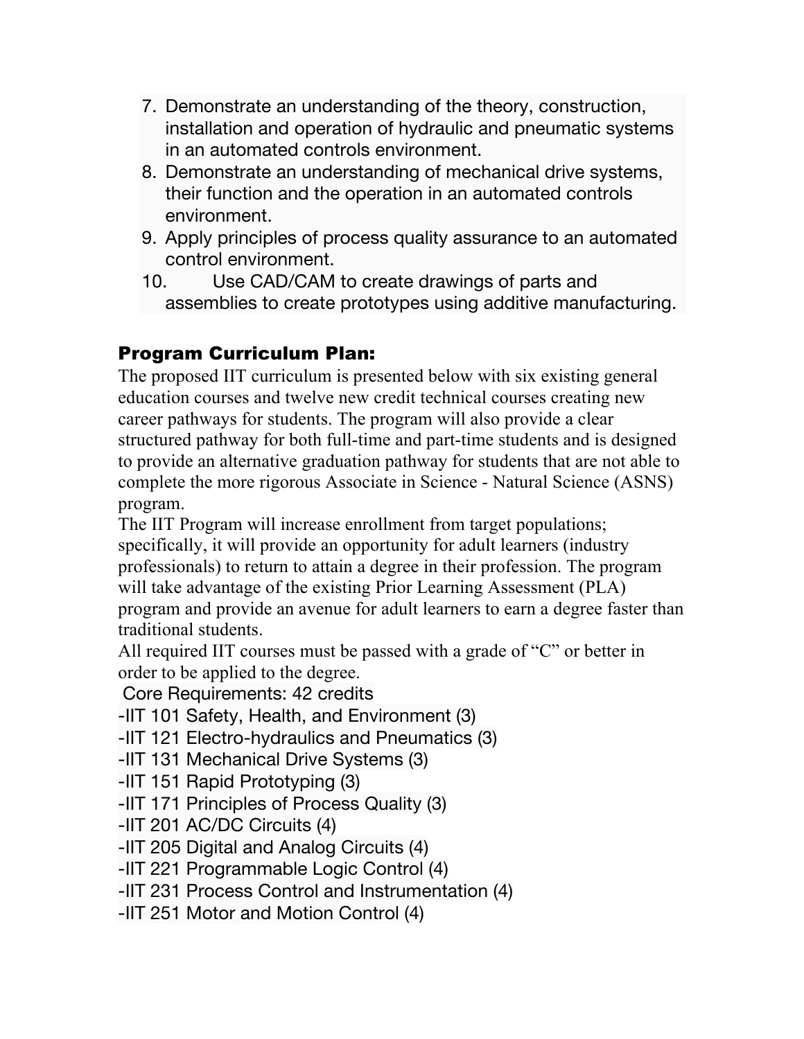7. Demonstrate an understanding of the theory, construction, installation and operation of hydraulic and pneumatic systems in an automated controls environment.
8. Demonstrate an understanding of mechanical drive systems, their function and the operation in an automated controls environment.
9. Apply principles of process quality assurance to an automated control environment.
10. Use CAD/CAM to create drawings of parts and assemblies to create prototypes using additive manufacturing.

### Program Curriculum Plan:

The proposed IIT curriculum is presented below with six existing general education courses and twelve new credit technical courses creating new career pathways for students. The program will also provide a clear structured pathway for both full-time and part-time students and is designed to provide an alternative graduation pathway for students that are not able to complete the more rigorous Associate in Science - Natural Science (ASNS) program.

The IIT Program will increase enrollment from target populations; specifically, it will provide an opportunity for adult learners (industry professionals) to return to attain a degree in their profession. The program will take advantage of the existing Prior Learning Assessment (PLA) program and provide an avenue for adult learners to earn a degree faster than traditional students.

All required IIT courses must be passed with a grade of "C" or better in order to be applied to the degree.

Core Requirements: 42 credits

-IIT 101 Safety, Health, and Environment (3)
-IIT 121 Electro-hydraulics and Pneumatics (3)
-IIT 131 Mechanical Drive Systems (3)
-IIT 151 Rapid Prototyping (3)
-IIT 171 Principles of Process Quality (3)
-IIT 201 AC/DC Circuits (4)
-IIT 205 Digital and Analog Circuits (4)
-IIT 221 Programmable Logic Control (4)
-IIT 231 Process Control and Instrumentation (4)
-IIT 251 Motor and Motion Control (4)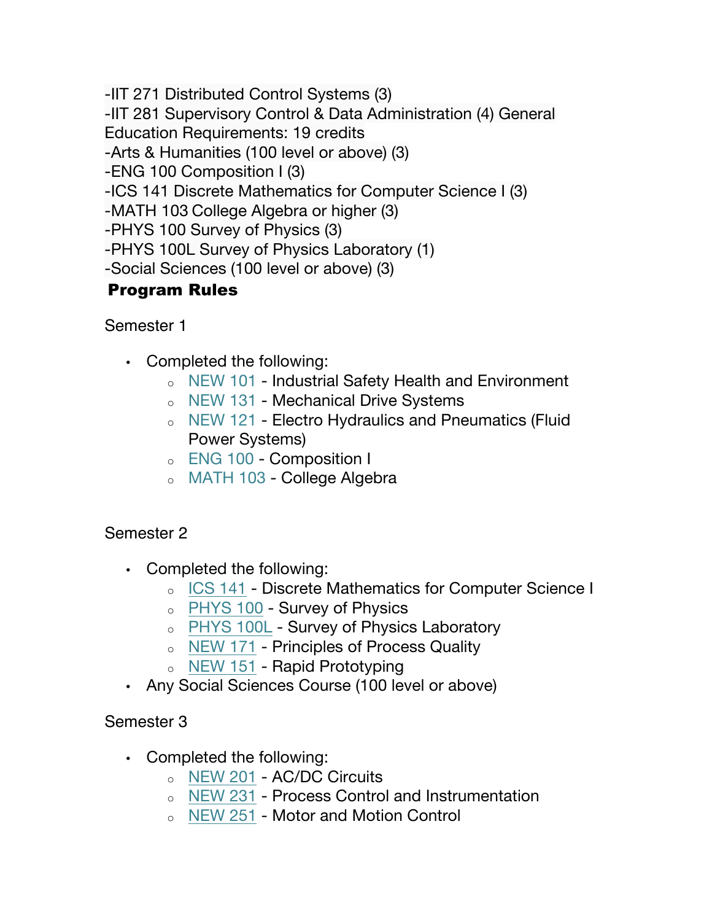-IIT 271 Distributed Control Systems (3)
-IIT 281 Supervisory Control & Data Administration (4) General Education Requirements: 19 credits
-Arts & Humanities (100 level or above) (3)
-ENG 100 Composition I (3)
-ICS 141 Discrete Mathematics for Computer Science I (3)
-MATH 103 College Algebra or higher (3)
-PHYS 100 Survey of Physics (3)
-PHYS 100L Survey of Physics Laboratory (1)
-Social Sciences (100 level or above) (3)

**Program Rules**

Semester 1

- Completed the following:
  - NEW 101 - Industrial Safety Health and Environment
  - NEW 131 - Mechanical Drive Systems
  - NEW 121 - Electro Hydraulics and Pneumatics (Fluid Power Systems)
  - ENG 100 - Composition I
  - MATH 103 - College Algebra

Semester 2

- Completed the following:
  - ICS 141 - Discrete Mathematics for Computer Science I
  - PHYS 100 - Survey of Physics
  - PHYS 100L - Survey of Physics Laboratory
  - NEW 171 - Principles of Process Quality
  - NEW 151 - Rapid Prototyping
- Any Social Sciences Course (100 level or above)

Semester 3

- Completed the following:
  - NEW 201 - AC/DC Circuits
  - NEW 231 - Process Control and Instrumentation
  - NEW 251 - Motor and Motion Control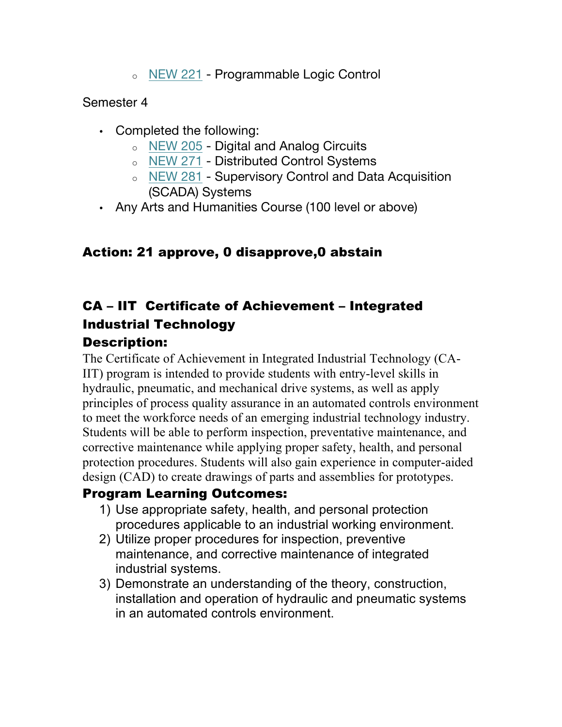- NEW 221 - Programmable Logic Control

Semester 4

- Completed the following:
    - NEW 205 - Digital and Analog Circuits
    - NEW 271 - Distributed Control Systems
    - NEW 281 - Supervisory Control and Data Acquisition (SCADA) Systems
- Any Arts and Humanities Course (100 level or above)

**Action: 21 approve, 0 disapprove,0 abstain**

## CA – IIT Certificate of Achievement – Integrated Industrial Technology

### Description:

The Certificate of Achievement in Integrated Industrial Technology (CA-IIT) program is intended to provide students with entry-level skills in hydraulic, pneumatic, and mechanical drive systems, as well as apply principles of process quality assurance in an automated controls environment to meet the workforce needs of an emerging industrial technology industry. Students will be able to perform inspection, preventative maintenance, and corrective maintenance while applying proper safety, health, and personal protection procedures. Students will also gain experience in computer-aided design (CAD) to create drawings of parts and assemblies for prototypes.

### Program Learning Outcomes:

1) Use appropriate safety, health, and personal protection procedures applicable to an industrial working environment.
2) Utilize proper procedures for inspection, preventive maintenance, and corrective maintenance of integrated industrial systems.
3) Demonstrate an understanding of the theory, construction, installation and operation of hydraulic and pneumatic systems in an automated controls environment.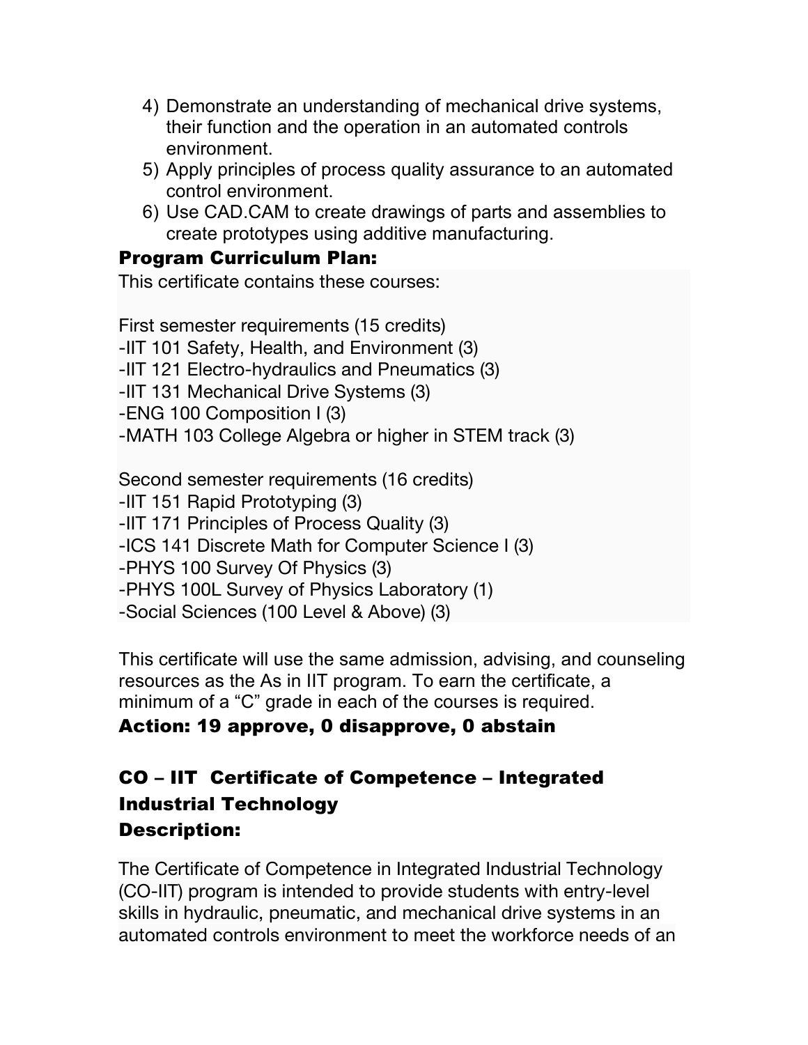4) Demonstrate an understanding of mechanical drive systems, their function and the operation in an automated controls environment.
5) Apply principles of process quality assurance to an automated control environment.
6) Use CAD.CAM to create drawings of parts and assemblies to create prototypes using additive manufacturing.

**Program Curriculum Plan:**

This certificate contains these courses:

First semester requirements (15 credits)
-IIT 101 Safety, Health, and Environment (3)
-IIT 121 Electro-hydraulics and Pneumatics (3)
-IIT 131 Mechanical Drive Systems (3)
-ENG 100 Composition I (3)
-MATH 103 College Algebra or higher in STEM track (3)

Second semester requirements (16 credits)
-IIT 151 Rapid Prototyping (3)
-IIT 171 Principles of Process Quality (3)
-ICS 141 Discrete Math for Computer Science I (3)
-PHYS 100 Survey Of Physics (3)
-PHYS 100L Survey of Physics Laboratory (1)
-Social Sciences (100 Level & Above) (3)

This certificate will use the same admission, advising, and counseling resources as the As in IIT program. To earn the certificate, a minimum of a "C" grade in each of the courses is required.

**Action: 19 approve, 0 disapprove, 0 abstain**

## CO – IIT Certificate of Competence – Integrated Industrial Technology

**Description:**

The Certificate of Competence in Integrated Industrial Technology (CO-IIT) program is intended to provide students with entry-level skills in hydraulic, pneumatic, and mechanical drive systems in an automated controls environment to meet the workforce needs of an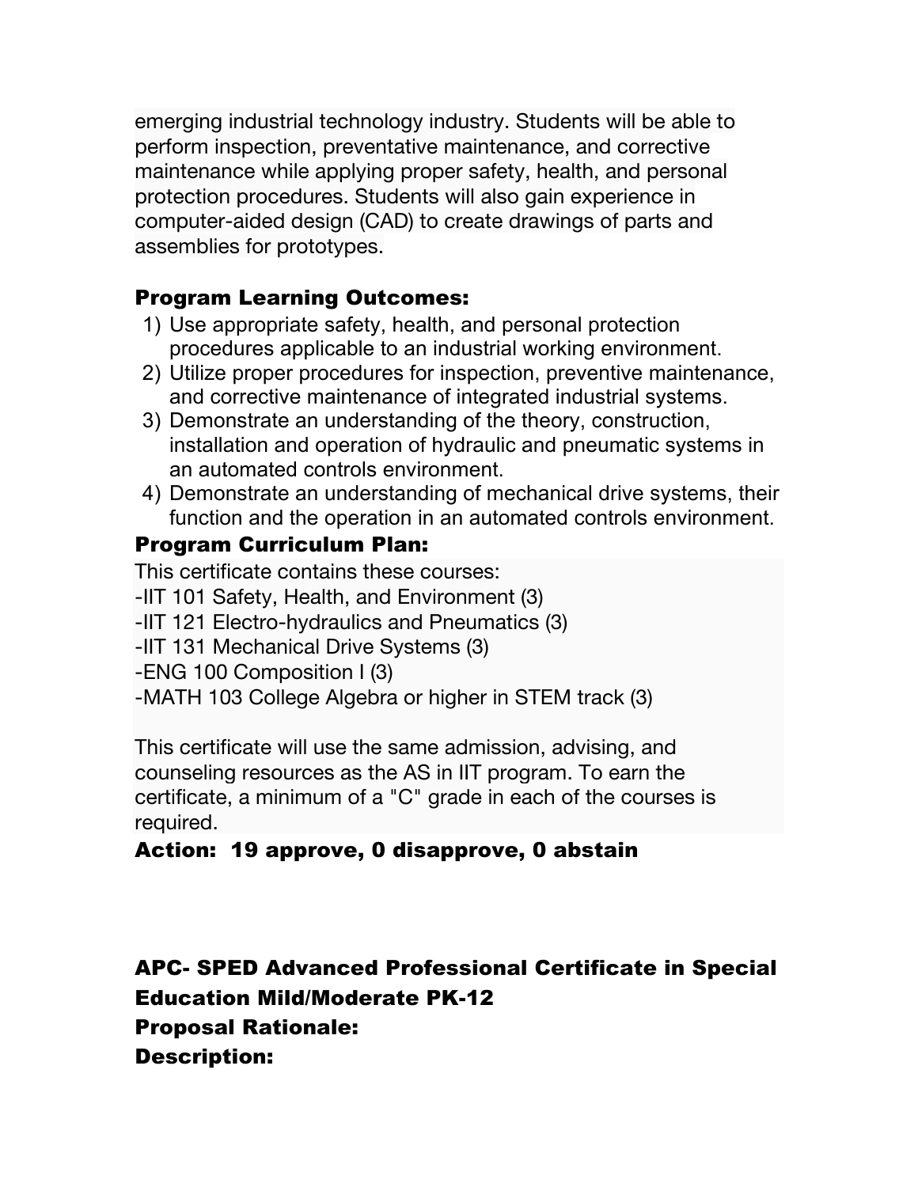emerging industrial technology industry. Students will be able to perform inspection, preventative maintenance, and corrective maintenance while applying proper safety, health, and personal protection procedures. Students will also gain experience in computer-aided design (CAD) to create drawings of parts and assemblies for prototypes.

**Program Learning Outcomes:**

1) Use appropriate safety, health, and personal protection procedures applicable to an industrial working environment.
2) Utilize proper procedures for inspection, preventive maintenance, and corrective maintenance of integrated industrial systems.
3) Demonstrate an understanding of the theory, construction, installation and operation of hydraulic and pneumatic systems in an automated controls environment.
4) Demonstrate an understanding of mechanical drive systems, their function and the operation in an automated controls environment.

**Program Curriculum Plan:**

This certificate contains these courses:
-IIT 101 Safety, Health, and Environment (3)
-IIT 121 Electro-hydraulics and Pneumatics (3)
-IIT 131 Mechanical Drive Systems (3)
-ENG 100 Composition I (3)
-MATH 103 College Algebra or higher in STEM track (3)

This certificate will use the same admission, advising, and counseling resources as the AS in IIT program. To earn the certificate, a minimum of a "C" grade in each of the courses is required.

**Action: 19 approve, 0 disapprove, 0 abstain**

**APC- SPED Advanced Professional Certificate in Special Education Mild/Moderate PK-12**

**Proposal Rationale:**

**Description:**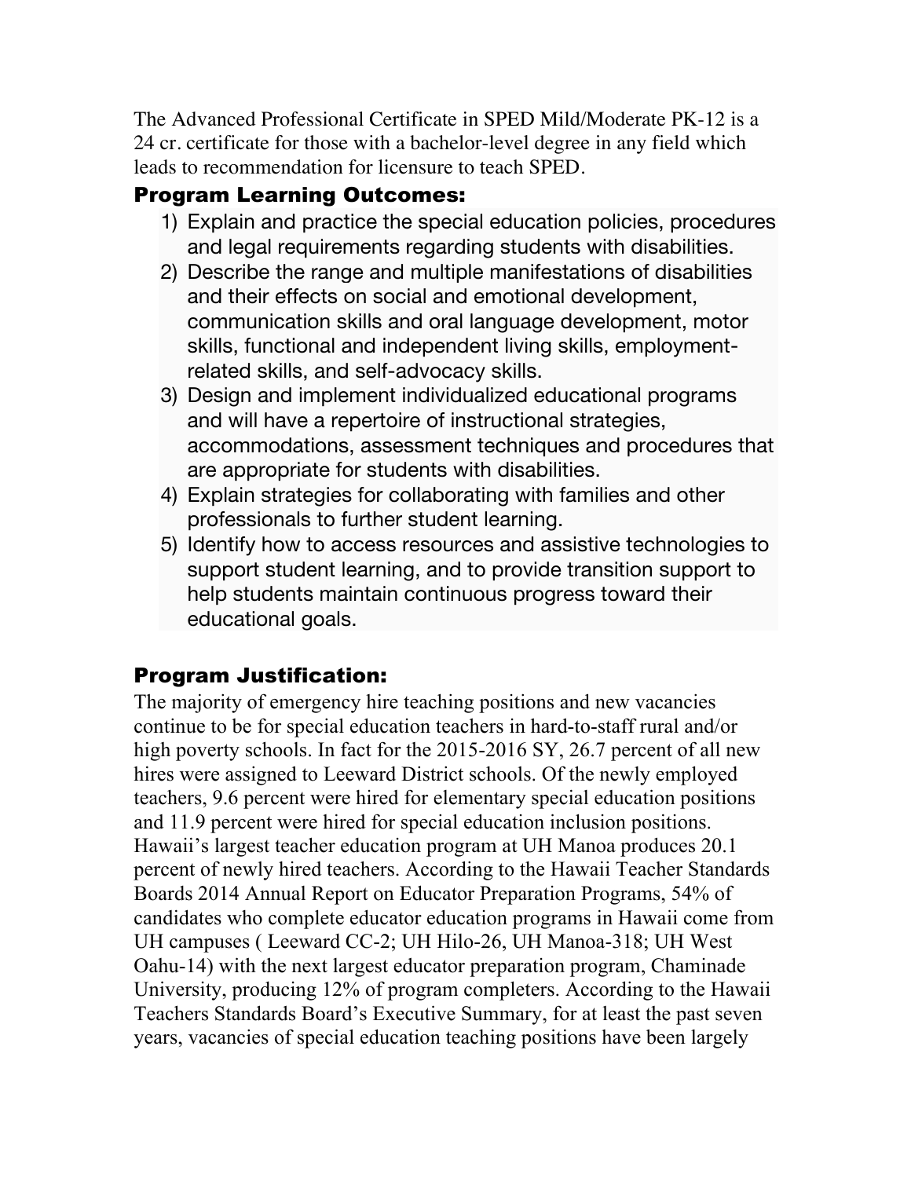The Advanced Professional Certificate in SPED Mild/Moderate PK-12 is a 24 cr. certificate for those with a bachelor-level degree in any field which leads to recommendation for licensure to teach SPED.

## Program Learning Outcomes:

1) Explain and practice the special education policies, procedures and legal requirements regarding students with disabilities.
2) Describe the range and multiple manifestations of disabilities and their effects on social and emotional development, communication skills and oral language development, motor skills, functional and independent living skills, employment-related skills, and self-advocacy skills.
3) Design and implement individualized educational programs and will have a repertoire of instructional strategies, accommodations, assessment techniques and procedures that are appropriate for students with disabilities.
4) Explain strategies for collaborating with families and other professionals to further student learning.
5) Identify how to access resources and assistive technologies to support student learning, and to provide transition support to help students maintain continuous progress toward their educational goals.

## Program Justification:

The majority of emergency hire teaching positions and new vacancies continue to be for special education teachers in hard-to-staff rural and/or high poverty schools. In fact for the 2015-2016 SY, 26.7 percent of all new hires were assigned to Leeward District schools. Of the newly employed teachers, 9.6 percent were hired for elementary special education positions and 11.9 percent were hired for special education inclusion positions. Hawaii's largest teacher education program at UH Manoa produces 20.1 percent of newly hired teachers. According to the Hawaii Teacher Standards Boards 2014 Annual Report on Educator Preparation Programs, 54% of candidates who complete educator education programs in Hawaii come from UH campuses ( Leeward CC-2; UH Hilo-26, UH Manoa-318; UH West Oahu-14) with the next largest educator preparation program, Chaminade University, producing 12% of program completers. According to the Hawaii Teachers Standards Board's Executive Summary, for at least the past seven years, vacancies of special education teaching positions have been largely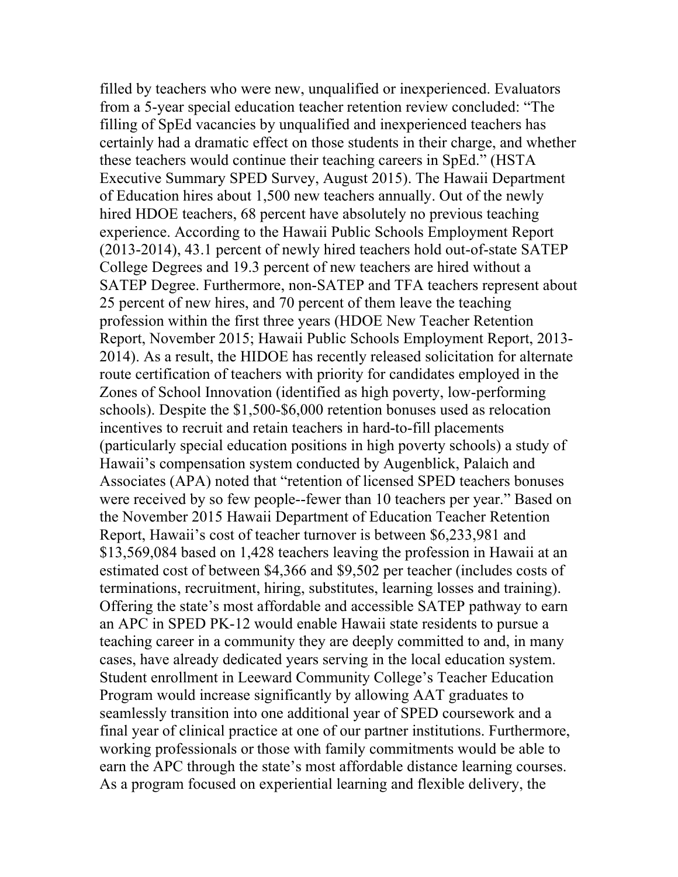filled by teachers who were new, unqualified or inexperienced. Evaluators from a 5-year special education teacher retention review concluded: "The filling of SpEd vacancies by unqualified and inexperienced teachers has certainly had a dramatic effect on those students in their charge, and whether these teachers would continue their teaching careers in SpEd." (HSTA Executive Summary SPED Survey, August 2015). The Hawaii Department of Education hires about 1,500 new teachers annually. Out of the newly hired HDOE teachers, 68 percent have absolutely no previous teaching experience. According to the Hawaii Public Schools Employment Report (2013-2014), 43.1 percent of newly hired teachers hold out-of-state SATEP College Degrees and 19.3 percent of new teachers are hired without a SATEP Degree. Furthermore, non-SATEP and TFA teachers represent about 25 percent of new hires, and 70 percent of them leave the teaching profession within the first three years (HDOE New Teacher Retention Report, November 2015; Hawaii Public Schools Employment Report, 2013-2014). As a result, the HIDOE has recently released solicitation for alternate route certification of teachers with priority for candidates employed in the Zones of School Innovation (identified as high poverty, low-performing schools). Despite the $1,500-$6,000 retention bonuses used as relocation incentives to recruit and retain teachers in hard-to-fill placements (particularly special education positions in high poverty schools) a study of Hawaii's compensation system conducted by Augenblick, Palaich and Associates (APA) noted that "retention of licensed SPED teachers bonuses were received by so few people--fewer than 10 teachers per year." Based on the November 2015 Hawaii Department of Education Teacher Retention Report, Hawaii's cost of teacher turnover is between $6,233,981 and $13,569,084 based on 1,428 teachers leaving the profession in Hawaii at an estimated cost of between $4,366 and $9,502 per teacher (includes costs of terminations, recruitment, hiring, substitutes, learning losses and training). Offering the state's most affordable and accessible SATEP pathway to earn an APC in SPED PK-12 would enable Hawaii state residents to pursue a teaching career in a community they are deeply committed to and, in many cases, have already dedicated years serving in the local education system. Student enrollment in Leeward Community College's Teacher Education Program would increase significantly by allowing AAT graduates to seamlessly transition into one additional year of SPED coursework and a final year of clinical practice at one of our partner institutions. Furthermore, working professionals or those with family commitments would be able to earn the APC through the state's most affordable distance learning courses. As a program focused on experiential learning and flexible delivery, the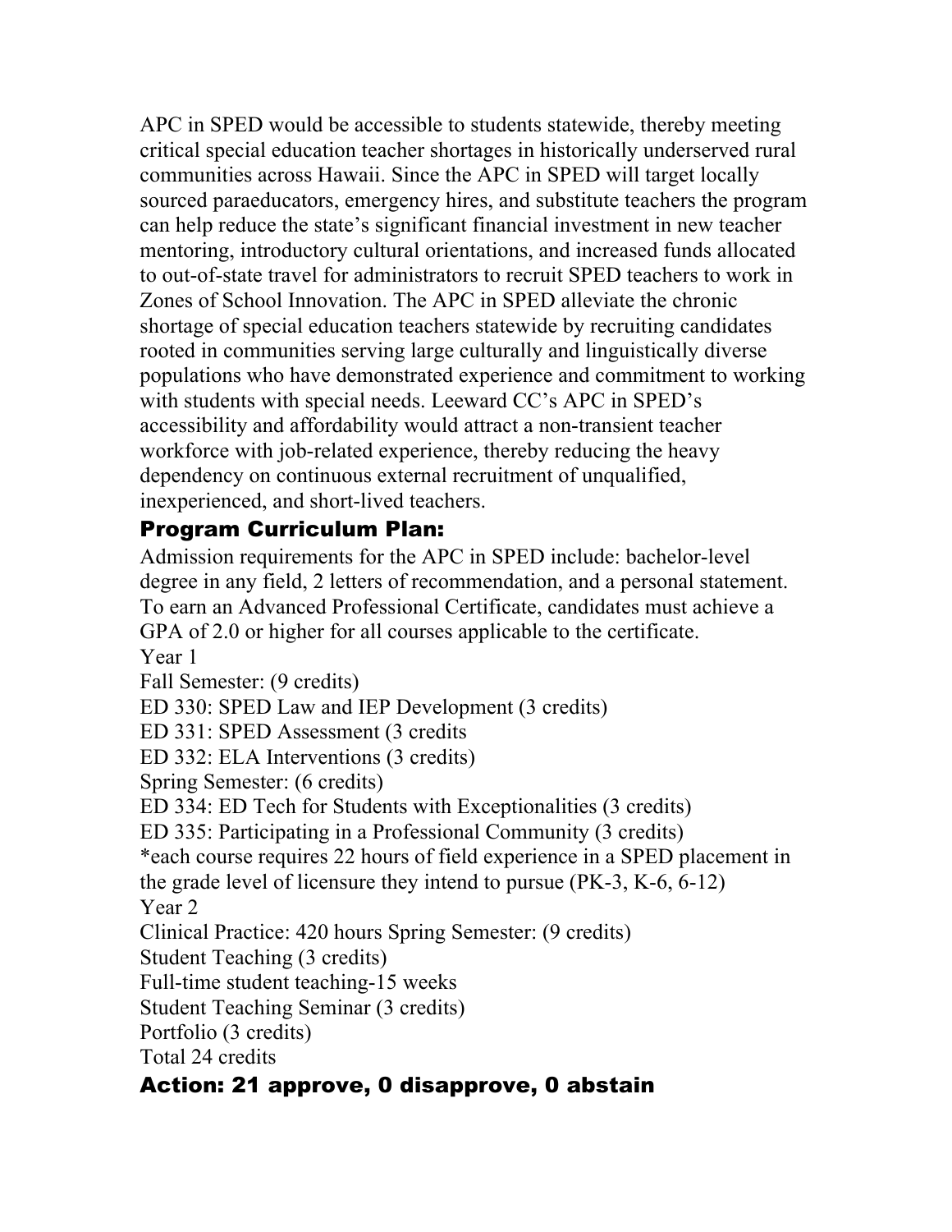APC in SPED would be accessible to students statewide, thereby meeting critical special education teacher shortages in historically underserved rural communities across Hawaii. Since the APC in SPED will target locally sourced paraeducators, emergency hires, and substitute teachers the program can help reduce the state's significant financial investment in new teacher mentoring, introductory cultural orientations, and increased funds allocated to out-of-state travel for administrators to recruit SPED teachers to work in Zones of School Innovation. The APC in SPED alleviate the chronic shortage of special education teachers statewide by recruiting candidates rooted in communities serving large culturally and linguistically diverse populations who have demonstrated experience and commitment to working with students with special needs. Leeward CC's APC in SPED's accessibility and affordability would attract a non-transient teacher workforce with job-related experience, thereby reducing the heavy dependency on continuous external recruitment of unqualified, inexperienced, and short-lived teachers.

## Program Curriculum Plan:

Admission requirements for the APC in SPED include: bachelor-level degree in any field, 2 letters of recommendation, and a personal statement. To earn an Advanced Professional Certificate, candidates must achieve a GPA of 2.0 or higher for all courses applicable to the certificate.

Year 1

Fall Semester: (9 credits)

ED 330: SPED Law and IEP Development (3 credits)

ED 331: SPED Assessment (3 credits

ED 332: ELA Interventions (3 credits)

Spring Semester: (6 credits)

ED 334: ED Tech for Students with Exceptionalities (3 credits)

ED 335: Participating in a Professional Community (3 credits)

*each course requires 22 hours of field experience in a SPED placement in the grade level of licensure they intend to pursue (PK-3, K-6, 6-12)

Year 2

Clinical Practice: 420 hours Spring Semester: (9 credits)

Student Teaching (3 credits)

Full-time student teaching-15 weeks

Student Teaching Seminar (3 credits)

Portfolio (3 credits)

Total 24 credits

## Action: 21 approve, 0 disapprove, 0 abstain